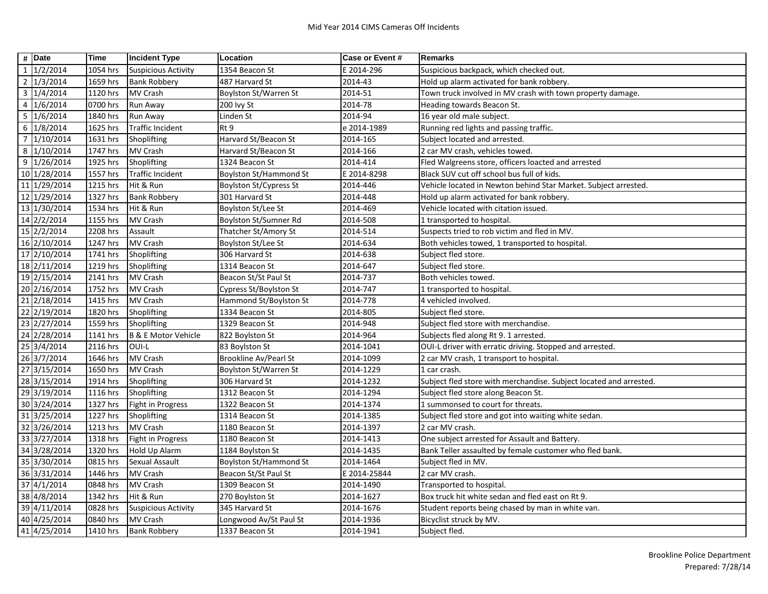# Mid Year 2014 CIMS Cameras Off Incidents

| # | Date | Time | Incident Type | Location | Case or Event # | Remarks |
|---|---|---|---|---|---|---|
| 1 | 1/2/2014 | 1054 hrs | Suspicious Activity | 1354 Beacon St | E 2014-296 | Suspicious backpack, which checked out. |
| 2 | 1/3/2014 | 1659 hrs | Bank Robbery | 487 Harvard St | 2014-43 | Hold up alarm activated for bank robbery. |
| 3 | 1/4/2014 | 1120 hrs | MV Crash | Boylston St/Warren St | 2014-51 | Town truck involved in MV crash with town property damage. |
| 4 | 1/6/2014 | 0700 hrs | Run Away | 200 Ivy St | 2014-78 | Heading towards Beacon St. |
| 5 | 1/6/2014 | 1840 hrs | Run Away | Linden St | 2014-94 | 16 year old male subject. |
| 6 | 1/8/2014 | 1625 hrs | Traffic Incident | Rt 9 | e 2014-1989 | Running red lights and passing traffic. |
| 7 | 1/10/2014 | 1631 hrs | Shoplifting | Harvard St/Beacon St | 2014-165 | Subject located and arrested. |
| 8 | 1/10/2014 | 1747 hrs | MV Crash | Harvard St/Beacon St | 2014-166 | 2 car MV crash, vehicles towed. |
| 9 | 1/26/2014 | 1925 hrs | Shoplifting | 1324 Beacon St | 2014-414 | Fled Walgreens store, officers loacted and arrested |
| 10 | 1/28/2014 | 1557 hrs | Traffic Incident | Boylston St/Hammond St | E 2014-8298 | Black SUV cut off school bus full of kids. |
| 11 | 1/29/2014 | 1215 hrs | Hit & Run | Boylston St/Cypress St | 2014-446 | Vehicle located in Newton behind Star Market. Subject arrested. |
| 12 | 1/29/2014 | 1327 hrs | Bank Robbery | 301 Harvard St | 2014-448 | Hold up alarm activated for bank robbery. |
| 13 | 1/30/2014 | 1534 hrs | Hit & Run | Boylston St/Lee St | 2014-469 | Vehicle located with citation issued. |
| 14 | 2/2/2014 | 1155 hrs | MV Crash | Boylston St/Sumner Rd | 2014-508 | 1 transported to hospital. |
| 15 | 2/2/2014 | 2208 hrs | Assault | Thatcher St/Amory St | 2014-514 | Suspects tried to rob victim and fled in MV. |
| 16 | 2/10/2014 | 1247 hrs | MV Crash | Boylston St/Lee St | 2014-634 | Both vehicles towed, 1 transported to hospital. |
| 17 | 2/10/2014 | 1741 hrs | Shoplifting | 306 Harvard St | 2014-638 | Subject fled store. |
| 18 | 2/11/2014 | 1219 hrs | Shoplifting | 1314 Beacon St | 2014-647 | Subject fled store. |
| 19 | 2/15/2014 | 2141 hrs | MV Crash | Beacon St/St Paul St | 2014-737 | Both vehicles towed. |
| 20 | 2/16/2014 | 1752 hrs | MV Crash | Cypress St/Boylston St | 2014-747 | 1 transported to hospital. |
| 21 | 2/18/2014 | 1415 hrs | MV Crash | Hammond St/Boylston St | 2014-778 | 4 vehicled involved. |
| 22 | 2/19/2014 | 1820 hrs | Shoplifting | 1334 Beacon St | 2014-805 | Subject fled store. |
| 23 | 2/27/2014 | 1559 hrs | Shoplifting | 1329 Beacon St | 2014-948 | Subject fled store with merchandise. |
| 24 | 2/28/2014 | 1141 hrs | B & E Motor Vehicle | 822 Boylston St | 2014-964 | Subjects fled along Rt 9. 1 arrested. |
| 25 | 3/4/2014 | 2116 hrs | OUI-L | 83 Boylston St | 2014-1041 | OUI-L driver with erratic driving. Stopped and arrested. |
| 26 | 3/7/2014 | 1646 hrs | MV Crash | Brookline Av/Pearl St | 2014-1099 | 2 car MV crash, 1 transport to hospital. |
| 27 | 3/15/2014 | 1650 hrs | MV Crash | Boylston St/Warren St | 2014-1229 | 1 car crash. |
| 28 | 3/15/2014 | 1914 hrs | Shoplifting | 306 Harvard St | 2014-1232 | Subject fled store with merchandise. Subject located and arrested. |
| 29 | 3/19/2014 | 1116 hrs | Shoplifting | 1312 Beacon St | 2014-1294 | Subject fled store along Beacon St. |
| 30 | 3/24/2014 | 1327 hrs | Fight in Progress | 1322 Beacon St | 2014-1374 | 1 summonsed to court for threats. |
| 31 | 3/25/2014 | 1227 hrs | Shoplifting | 1314 Beacon St | 2014-1385 | Subject fled store and got into waiting white sedan. |
| 32 | 3/26/2014 | 1213 hrs | MV Crash | 1180 Beacon St | 2014-1397 | 2 car MV crash. |
| 33 | 3/27/2014 | 1318 hrs | Fight in Progress | 1180 Beacon St | 2014-1413 | One subject arrested for Assault and Battery. |
| 34 | 3/28/2014 | 1320 hrs | Hold Up Alarm | 1184 Boylston St | 2014-1435 | Bank Teller assaulted by female customer who fled bank. |
| 35 | 3/30/2014 | 0815 hrs | Sexual Assault | Boylston St/Hammond St | 2014-1464 | Subject fled in MV. |
| 36 | 3/31/2014 | 1446 hrs | MV Crash | Beacon St/St Paul St | E 2014-25844 | 2 car MV crash. |
| 37 | 4/1/2014 | 0848 hrs | MV Crash | 1309 Beacon St | 2014-1490 | Transported to hospital. |
| 38 | 4/8/2014 | 1342 hrs | Hit & Run | 270 Boylston St | 2014-1627 | Box truck hit white sedan and fled east on Rt 9. |
| 39 | 4/11/2014 | 0828 hrs | Suspicious Activity | 345 Harvard St | 2014-1676 | Student reports being chased by man in white van. |
| 40 | 4/25/2014 | 0840 hrs | MV Crash | Longwood Av/St Paul St | 2014-1936 | Bicyclist struck by MV. |
| 41 | 4/25/2014 | 1410 hrs | Bank Robbery | 1337 Beacon St | 2014-1941 | Subject fled. |

Brookline Police Department
Prepared: 7/28/14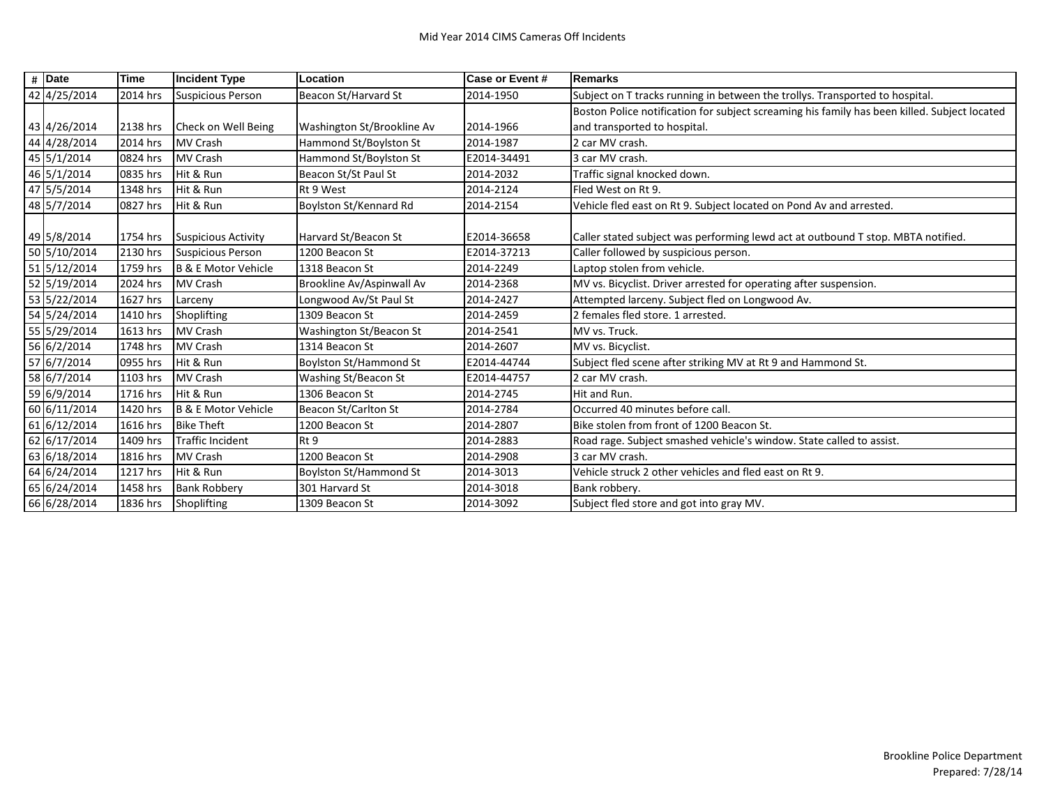Mid Year 2014 CIMS Cameras Off Incidents

| # | Date | Time | Incident Type | Location | Case or Event # | Remarks |
|---|---|---|---|---|---|---|
| 42 | 4/25/2014 | 2014 hrs | Suspicious Person | Beacon St/Harvard St | 2014-1950 | Subject on T tracks running in between the trollys. Transported to hospital. |
| 43 | 4/26/2014 | 2138 hrs | Check on Well Being | Washington St/Brookline Av | 2014-1966 | Boston Police notification for subject screaming his family has been killed. Subject located and transported to hospital. |
| 44 | 4/28/2014 | 2014 hrs | MV Crash | Hammond St/Boylston St | 2014-1987 | 2 car MV crash. |
| 45 | 5/1/2014 | 0824 hrs | MV Crash | Hammond St/Boylston St | E2014-34491 | 3 car MV crash. |
| 46 | 5/1/2014 | 0835 hrs | Hit & Run | Beacon St/St Paul St | 2014-2032 | Traffic signal knocked down. |
| 47 | 5/5/2014 | 1348 hrs | Hit & Run | Rt 9 West | 2014-2124 | Fled West on Rt 9. |
| 48 | 5/7/2014 | 0827 hrs | Hit & Run | Boylston St/Kennard Rd | 2014-2154 | Vehicle fled east on Rt 9. Subject located on Pond Av and arrested. |
| 49 | 5/8/2014 | 1754 hrs | Suspicious Activity | Harvard St/Beacon St | E2014-36658 | Caller stated subject was performing lewd act at outbound T stop. MBTA notified. |
| 50 | 5/10/2014 | 2130 hrs | Suspicious Person | 1200 Beacon St | E2014-37213 | Caller followed by suspicious person. |
| 51 | 5/12/2014 | 1759 hrs | B & E Motor Vehicle | 1318 Beacon St | 2014-2249 | Laptop stolen from vehicle. |
| 52 | 5/19/2014 | 2024 hrs | MV Crash | Brookline Av/Aspinwall Av | 2014-2368 | MV vs. Bicyclist. Driver arrested for operating after suspension. |
| 53 | 5/22/2014 | 1627 hrs | Larceny | Longwood Av/St Paul St | 2014-2427 | Attempted larceny. Subject fled on Longwood Av. |
| 54 | 5/24/2014 | 1410 hrs | Shoplifting | 1309 Beacon St | 2014-2459 | 2 females fled store. 1 arrested. |
| 55 | 5/29/2014 | 1613 hrs | MV Crash | Washington St/Beacon St | 2014-2541 | MV vs. Truck. |
| 56 | 6/2/2014 | 1748 hrs | MV Crash | 1314 Beacon St | 2014-2607 | MV vs. Bicyclist. |
| 57 | 6/7/2014 | 0955 hrs | Hit & Run | Boylston St/Hammond St | E2014-44744 | Subject fled scene after striking MV at Rt 9 and Hammond St. |
| 58 | 6/7/2014 | 1103 hrs | MV Crash | Washing St/Beacon St | E2014-44757 | 2 car MV crash. |
| 59 | 6/9/2014 | 1716 hrs | Hit & Run | 1306 Beacon St | 2014-2745 | Hit and Run. |
| 60 | 6/11/2014 | 1420 hrs | B & E Motor Vehicle | Beacon St/Carlton St | 2014-2784 | Occurred 40 minutes before call. |
| 61 | 6/12/2014 | 1616 hrs | Bike Theft | 1200 Beacon St | 2014-2807 | Bike stolen from front of 1200 Beacon St. |
| 62 | 6/17/2014 | 1409 hrs | Traffic Incident | Rt 9 | 2014-2883 | Road rage. Subject smashed vehicle's window. State called to assist. |
| 63 | 6/18/2014 | 1816 hrs | MV Crash | 1200 Beacon St | 2014-2908 | 3 car MV crash. |
| 64 | 6/24/2014 | 1217 hrs | Hit & Run | Boylston St/Hammond St | 2014-3013 | Vehicle struck 2 other vehicles and fled east on Rt 9. |
| 65 | 6/24/2014 | 1458 hrs | Bank Robbery | 301 Harvard St | 2014-3018 | Bank robbery. |
| 66 | 6/28/2014 | 1836 hrs | Shoplifting | 1309 Beacon St | 2014-3092 | Subject fled store and got into gray MV. |

Brookline Police Department
Prepared: 7/28/14